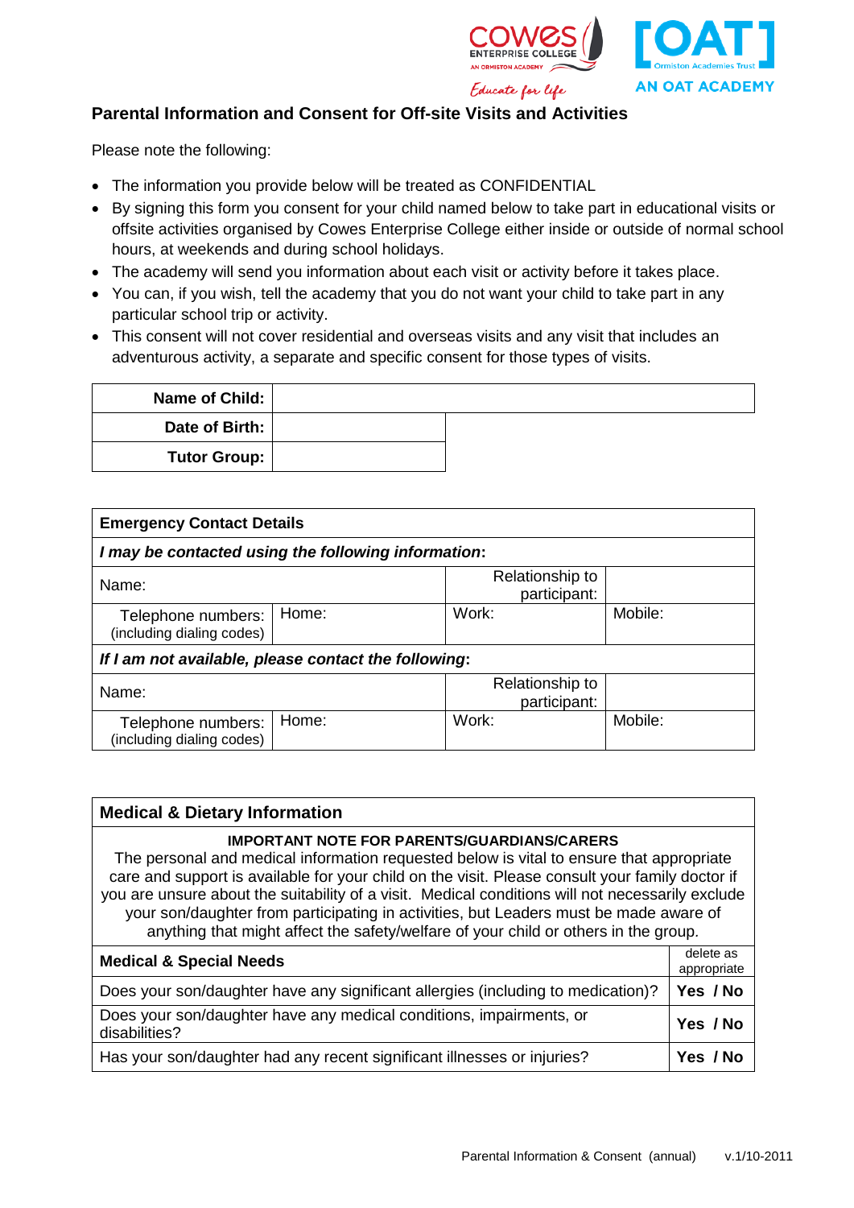## Parental Information and Consent for Off-site Visits and Activities

Please note the following:

- The information you provide below will be treated as CONFIDENTIAL
- By signing this form you consent for your child named below to take part in educational visits or offsite activities organised by Cowes Enterprise College either inside or outside of normal school hours, at weekends and during school holidays.
- The academy will send you information about each visit or activity before it takes place.
- You can, if you wish, tell the academy that you do not want your child to take part in any particular school trip or activity.
- This consent will not cover residential and overseas visits and any visit that includes an adventurous activity, a separate and specific consent for those types of visits.

| | |
|---|---|
| **Name of Child:** | |
| **Date of Birth:** | |
| **Tutor Group:** | |

| **Emergency Contact Details** | | | |
|---|---|---|---|
| ***I may be contacted using the following information:*** | | | |
| Name: | | Relationship to participant: | |
| Telephone numbers: (including dialing codes) | Home: | Work: | Mobile: |
| ***If I am not available, please contact the following:*** | | | |
| Name: | | Relationship to participant: | |
| Telephone numbers: (including dialing codes) | Home: | Work: | Mobile: |

### Medical & Dietary Information

**IMPORTANT NOTE FOR PARENTS/GUARDIANS/CARERS**

The personal and medical information requested below is vital to ensure that appropriate care and support is available for your child on the visit. Please consult your family doctor if you are unsure about the suitability of a visit. Medical conditions will not necessarily exclude your son/daughter from participating in activities, but Leaders must be made aware of anything that might affect the safety/welfare of your child or others in the group.

| **Medical & Special Needs** | delete as appropriate |
|---|---|
| Does your son/daughter have any significant allergies (including to medication)? | **Yes / No** |
| Does your son/daughter have any medical conditions, impairments, or disabilities? | **Yes / No** |
| Has your son/daughter had any recent significant illnesses or injuries? | **Yes / No** |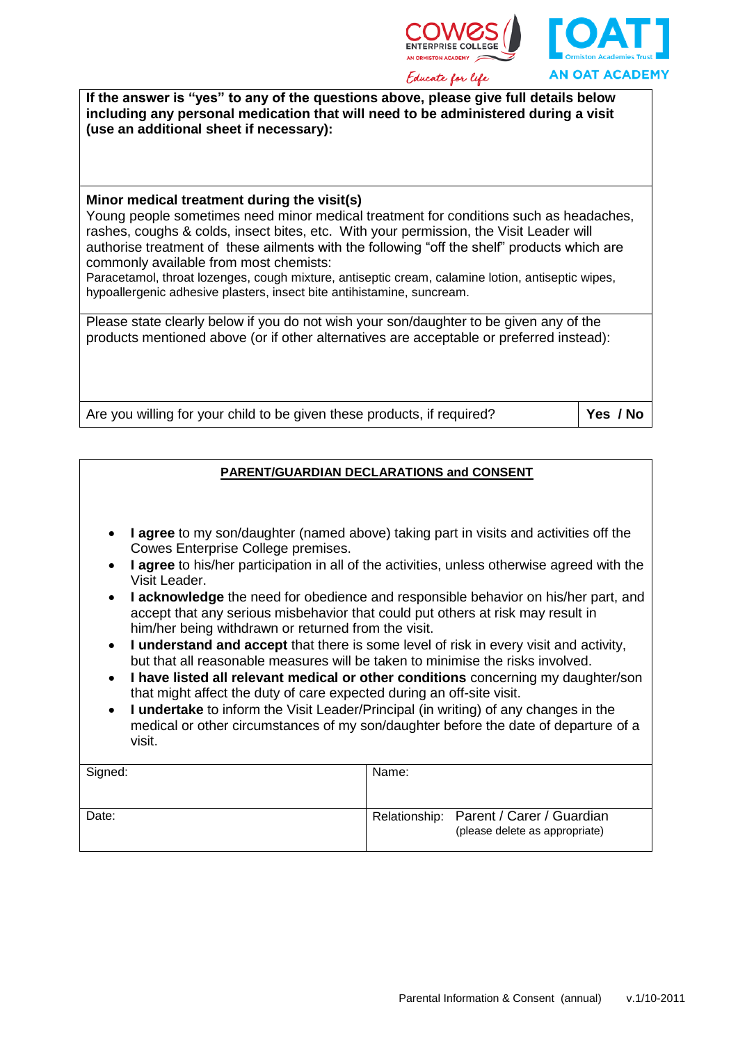**If the answer is "yes" to any of the questions above, please give full details below including any personal medication that will need to be administered during a visit (use an additional sheet if necessary):**

**Minor medical treatment during the visit(s)**

Young people sometimes need minor medical treatment for conditions such as headaches, rashes, coughs & colds, insect bites, etc. With your permission, the Visit Leader will authorise treatment of these ailments with the following "off the shelf" products which are commonly available from most chemists:

Paracetamol, throat lozenges, cough mixture, antiseptic cream, calamine lotion, antiseptic wipes, hypoallergenic adhesive plasters, insect bite antihistamine, suncream.

Please state clearly below if you do not wish your son/daughter to be given any of the products mentioned above (or if other alternatives are acceptable or preferred instead):

| | |
|---|---|
| Are you willing for your child to be given these products, if required? | **Yes / No** |

## PARENT/GUARDIAN DECLARATIONS and CONSENT

- **I agree** to my son/daughter (named above) taking part in visits and activities off the Cowes Enterprise College premises.
- **I agree** to his/her participation in all of the activities, unless otherwise agreed with the Visit Leader.
- **I acknowledge** the need for obedience and responsible behavior on his/her part, and accept that any serious misbehavior that could put others at risk may result in him/her being withdrawn or returned from the visit.
- **I understand and accept** that there is some level of risk in every visit and activity, but that all reasonable measures will be taken to minimise the risks involved.
- **I have listed all relevant medical or other conditions** concerning my daughter/son that might affect the duty of care expected during an off-site visit.
- **I undertake** to inform the Visit Leader/Principal (in writing) of any changes in the medical or other circumstances of my son/daughter before the date of departure of a visit.

| | |
|---|---|
| Signed: | Name: |
| Date: | Relationship: Parent / Carer / Guardian (please delete as appropriate) |

Parental Information & Consent (annual) v.1/10-2011